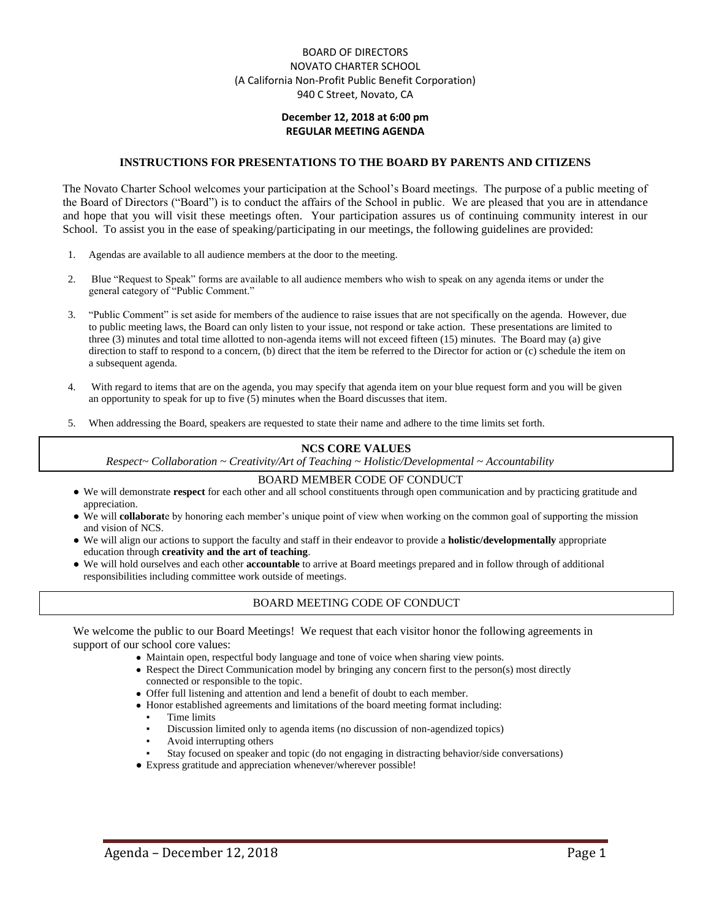BOARD OF DIRECTORS
NOVATO CHARTER SCHOOL
(A California Non-Profit Public Benefit Corporation)
940 C Street, Novato, CA

**December 12, 2018 at 6:00 pm**
**REGULAR MEETING AGENDA**

## INSTRUCTIONS FOR PRESENTATIONS TO THE BOARD BY PARENTS AND CITIZENS

The Novato Charter School welcomes your participation at the School's Board meetings. The purpose of a public meeting of the Board of Directors ("Board") is to conduct the affairs of the School in public. We are pleased that you are in attendance and hope that you will visit these meetings often. Your participation assures us of continuing community interest in our School. To assist you in the ease of speaking/participating in our meetings, the following guidelines are provided:

1. Agendas are available to all audience members at the door to the meeting.
2. Blue "Request to Speak" forms are available to all audience members who wish to speak on any agenda items or under the general category of "Public Comment."
3. "Public Comment" is set aside for members of the audience to raise issues that are not specifically on the agenda. However, due to public meeting laws, the Board can only listen to your issue, not respond or take action. These presentations are limited to three (3) minutes and total time allotted to non-agenda items will not exceed fifteen (15) minutes. The Board may (a) give direction to staff to respond to a concern, (b) direct that the item be referred to the Director for action or (c) schedule the item on a subsequent agenda.
4. With regard to items that are on the agenda, you may specify that agenda item on your blue request form and you will be given an opportunity to speak for up to five (5) minutes when the Board discusses that item.
5. When addressing the Board, speakers are requested to state their name and adhere to the time limits set forth.

## NCS CORE VALUES

*Respect~ Collaboration ~ Creativity/Art of Teaching ~ Holistic/Developmental ~ Accountability*

## BOARD MEMBER CODE OF CONDUCT

- We will demonstrate **respect** for each other and all school constituents through open communication and by practicing gratitude and appreciation.
- We will **collaborat**e by honoring each member's unique point of view when working on the common goal of supporting the mission and vision of NCS.
- We will align our actions to support the faculty and staff in their endeavor to provide a **holistic/developmentally** appropriate education through **creativity and the art of teaching**.
- We will hold ourselves and each other **accountable** to arrive at Board meetings prepared and in follow through of additional responsibilities including committee work outside of meetings.

## BOARD MEETING CODE OF CONDUCT

We welcome the public to our Board Meetings! We request that each visitor honor the following agreements in support of our school core values:

- Maintain open, respectful body language and tone of voice when sharing view points.
- Respect the Direct Communication model by bringing any concern first to the person(s) most directly connected or responsible to the topic.
- Offer full listening and attention and lend a benefit of doubt to each member.
- Honor established agreements and limitations of the board meeting format including:
  - Time limits
  - Discussion limited only to agenda items (no discussion of non-agendized topics)
  - Avoid interrupting others
  - Stay focused on speaker and topic (do not engaging in distracting behavior/side conversations)
- Express gratitude and appreciation whenever/wherever possible!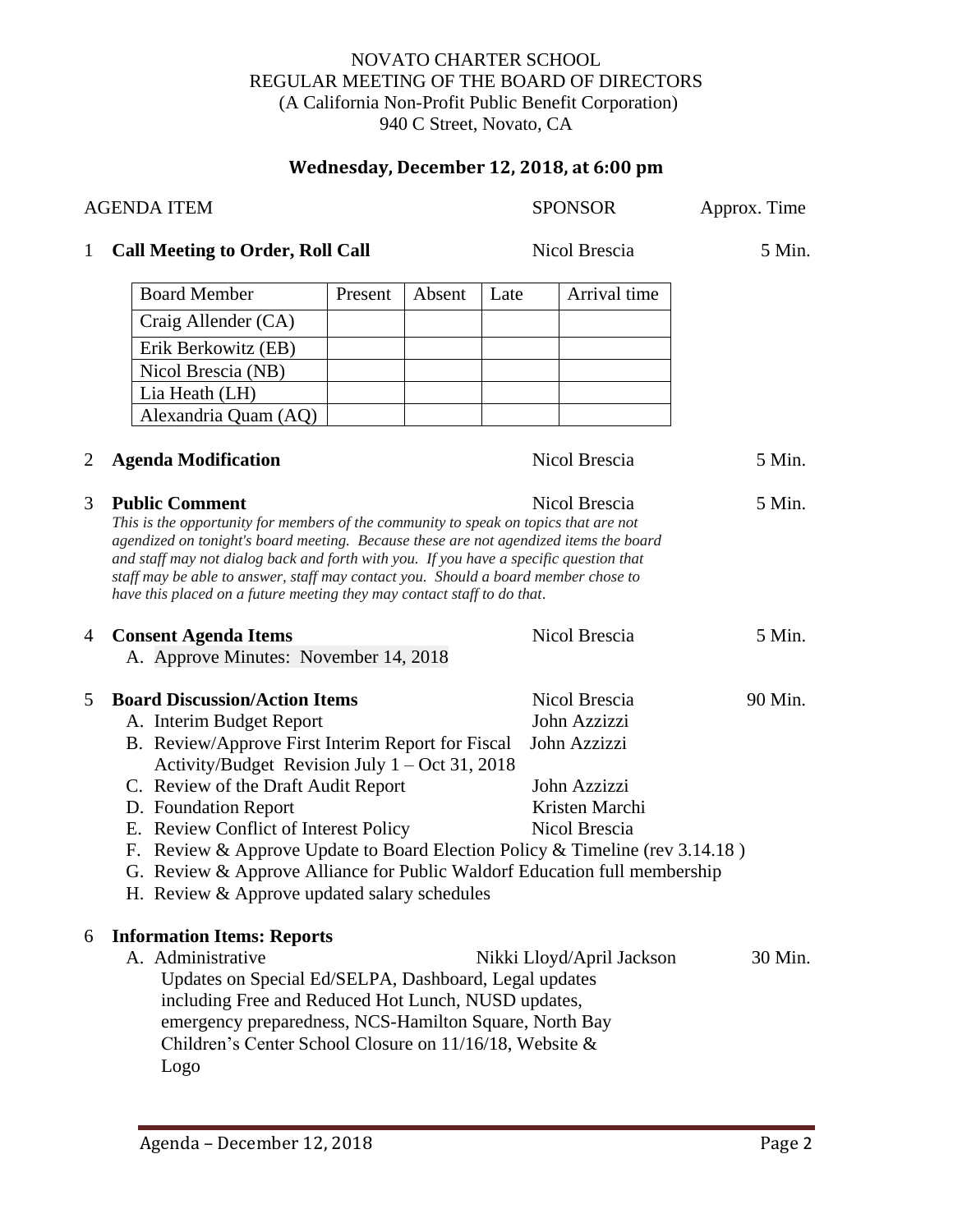NOVATO CHARTER SCHOOL
REGULAR MEETING OF THE BOARD OF DIRECTORS
(A California Non-Profit Public Benefit Corporation)
940 C Street, Novato, CA

**Wednesday, December 12, 2018, at 6:00 pm**

| | AGENDA ITEM | SPONSOR | Approx. Time |
|---|---|---|---|
| 1 | **Call Meeting to Order, Roll Call** | Nicol Brescia | 5 Min. |

| Board Member | Present | Absent | Late | Arrival time |
|---|---|---|---|---|
| Craig Allender (CA) | | | | |
| Erik Berkowitz (EB) | | | | |
| Nicol Brescia (NB) | | | | |
| Lia Heath (LH) | | | | |
| Alexandria Quam (AQ) | | | | |

| | AGENDA ITEM | SPONSOR | Approx. Time |
|---|---|---|---|
| 2 | **Agenda Modification** | Nicol Brescia | 5 Min. |
| 3 | **Public Comment** | Nicol Brescia | 5 Min. |

*This is the opportunity for members of the community to speak on topics that are not agendized on tonight's board meeting. Because these are not agendized items the board and staff may not dialog back and forth with you. If you have a specific question that staff may be able to answer, staff may contact you. Should a board member chose to have this placed on a future meeting they may contact staff to do that.*

| | AGENDA ITEM | SPONSOR | Approx. Time |
|---|---|---|---|
| 4 | **Consent Agenda Items** | Nicol Brescia | 5 Min. |
| | A. Approve Minutes: November 14, 2018 | | |
| 5 | **Board Discussion/Action Items** | Nicol Brescia | 90 Min. |
| | A. Interim Budget Report | John Azzizzi | |
| | B. Review/Approve First Interim Report for Fiscal Activity/Budget Revision July 1 – Oct 31, 2018 | John Azzizzi | |
| | C. Review of the Draft Audit Report | John Azzizzi | |
| | D. Foundation Report | Kristen Marchi | |
| | E. Review Conflict of Interest Policy | Nicol Brescia | |
| | F. Review & Approve Update to Board Election Policy & Timeline (rev 3.14.18 ) | | |
| | G. Review & Approve Alliance for Public Waldorf Education full membership | | |
| | H. Review & Approve updated salary schedules | | |
| 6 | **Information Items: Reports** | | |
| | A. Administrative<br>Updates on Special Ed/SELPA, Dashboard, Legal updates including Free and Reduced Hot Lunch, NUSD updates, emergency preparedness, NCS-Hamilton Square, North Bay Children's Center School Closure on 11/16/18, Website & Logo | Nikki Lloyd/April Jackson | 30 Min. |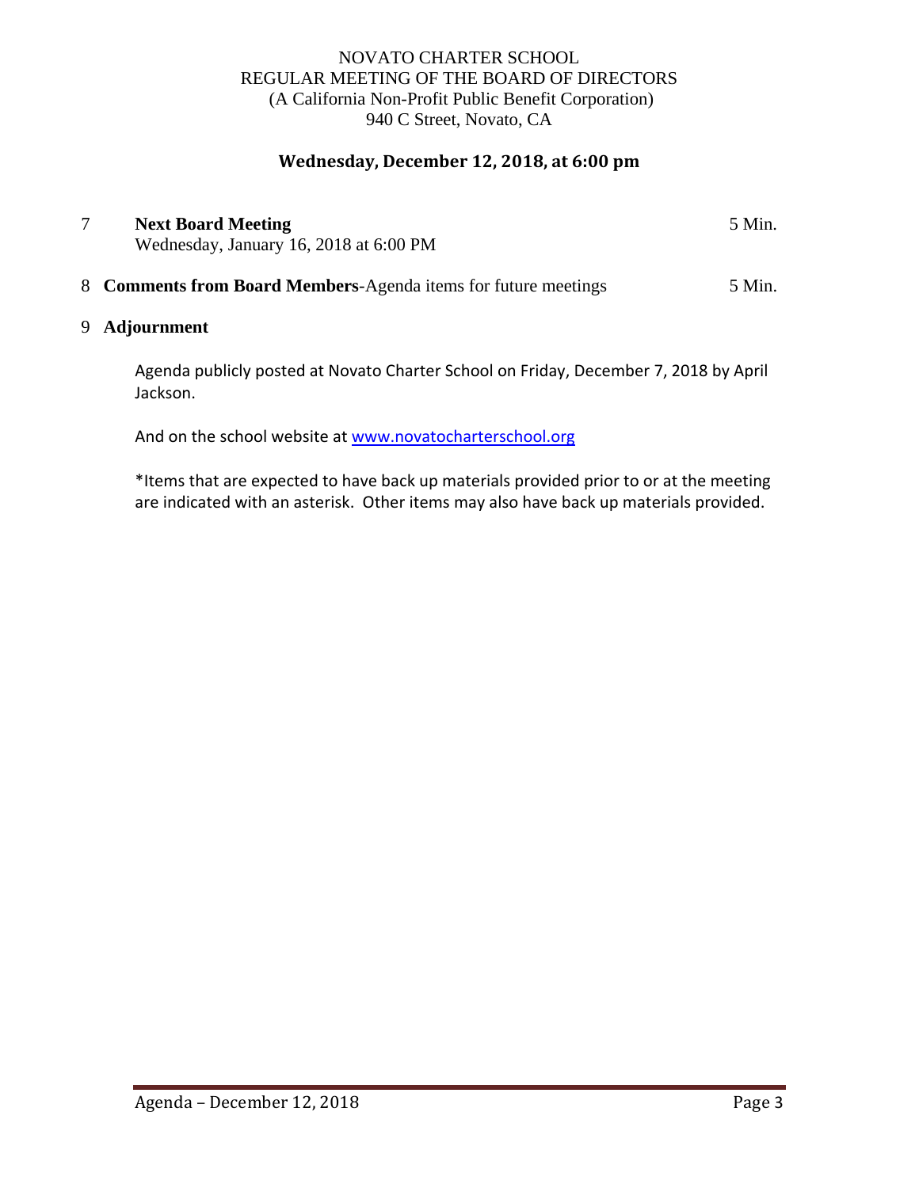NOVATO CHARTER SCHOOL
REGULAR MEETING OF THE BOARD OF DIRECTORS
(A California Non-Profit Public Benefit Corporation)
940 C Street, Novato, CA

**Wednesday, December 12, 2018, at 6:00 pm**

7 **Next Board Meeting** 5 Min.
Wednesday, January 16, 2018 at 6:00 PM

8 **Comments from Board Members**-Agenda items for future meetings 5 Min.

9 **Adjournment**

Agenda publicly posted at Novato Charter School on Friday, December 7, 2018 by April Jackson.

And on the school website at www.novatocharterschool.org

*Items that are expected to have back up materials provided prior to or at the meeting are indicated with an asterisk. Other items may also have back up materials provided.